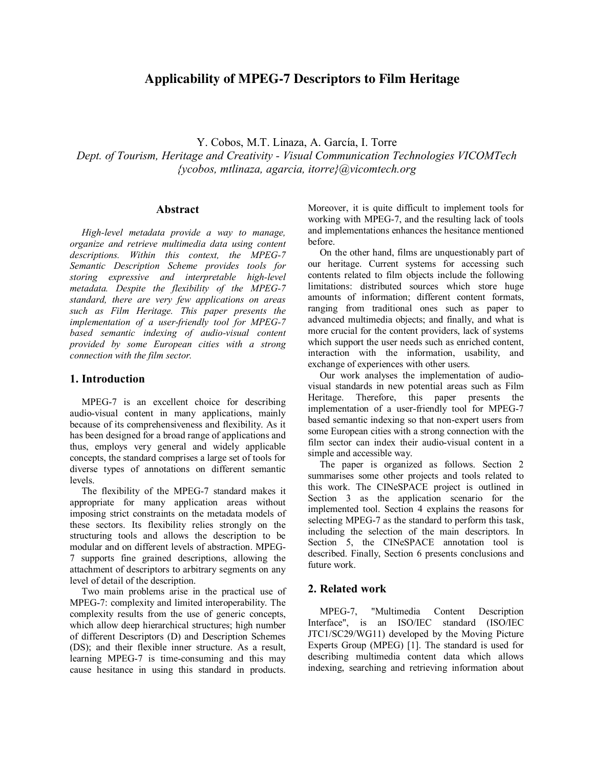# Applicability of MPEG-7 Descriptors to Film Heritage

Y. Cobos, M.T. Linaza, A. García, I. Torre

*Dept. of Tourism, Heritage and Creativity - Visual Communication Technologies VICOMTech*
*{ycobos, mtlinaza, agarcia, itorre}@vicomtech.org*

## Abstract

*High-level metadata provide a way to manage, organize and retrieve multimedia data using content descriptions. Within this context, the MPEG-7 Semantic Description Scheme provides tools for storing expressive and interpretable high-level metadata. Despite the flexibility of the MPEG-7 standard, there are very few applications on areas such as Film Heritage. This paper presents the implementation of a user-friendly tool for MPEG-7 based semantic indexing of audio-visual content provided by some European cities with a strong connection with the film sector.*

## 1. Introduction

MPEG-7 is an excellent choice for describing audio-visual content in many applications, mainly because of its comprehensiveness and flexibility. As it has been designed for a broad range of applications and thus, employs very general and widely applicable concepts, the standard comprises a large set of tools for diverse types of annotations on different semantic levels.

The flexibility of the MPEG-7 standard makes it appropriate for many application areas without imposing strict constraints on the metadata models of these sectors. Its flexibility relies strongly on the structuring tools and allows the description to be modular and on different levels of abstraction. MPEG-7 supports fine grained descriptions, allowing the attachment of descriptors to arbitrary segments on any level of detail of the description.

Two main problems arise in the practical use of MPEG-7: complexity and limited interoperability. The complexity results from the use of generic concepts, which allow deep hierarchical structures; high number of different Descriptors (D) and Description Schemes (DS); and their flexible inner structure. As a result, learning MPEG-7 is time-consuming and this may cause hesitance in using this standard in products. Moreover, it is quite difficult to implement tools for working with MPEG-7, and the resulting lack of tools and implementations enhances the hesitance mentioned before.

On the other hand, films are unquestionably part of our heritage. Current systems for accessing such contents related to film objects include the following limitations: distributed sources which store huge amounts of information; different content formats, ranging from traditional ones such as paper to advanced multimedia objects; and finally, and what is more crucial for the content providers, lack of systems which support the user needs such as enriched content, interaction with the information, usability, and exchange of experiences with other users.

Our work analyses the implementation of audio-visual standards in new potential areas such as Film Heritage. Therefore, this paper presents the implementation of a user-friendly tool for MPEG-7 based semantic indexing so that non-expert users from some European cities with a strong connection with the film sector can index their audio-visual content in a simple and accessible way.

The paper is organized as follows. Section 2 summarises some other projects and tools related to this work. The CINeSPACE project is outlined in Section 3 as the application scenario for the implemented tool. Section 4 explains the reasons for selecting MPEG-7 as the standard to perform this task, including the selection of the main descriptors. In Section 5, the CINeSPACE annotation tool is described. Finally, Section 6 presents conclusions and future work.

## 2. Related work

MPEG-7, "Multimedia Content Description Interface", is an ISO/IEC standard (ISO/IEC JTC1/SC29/WG11) developed by the Moving Picture Experts Group (MPEG) [1]. The standard is used for describing multimedia content data which allows indexing, searching and retrieving information about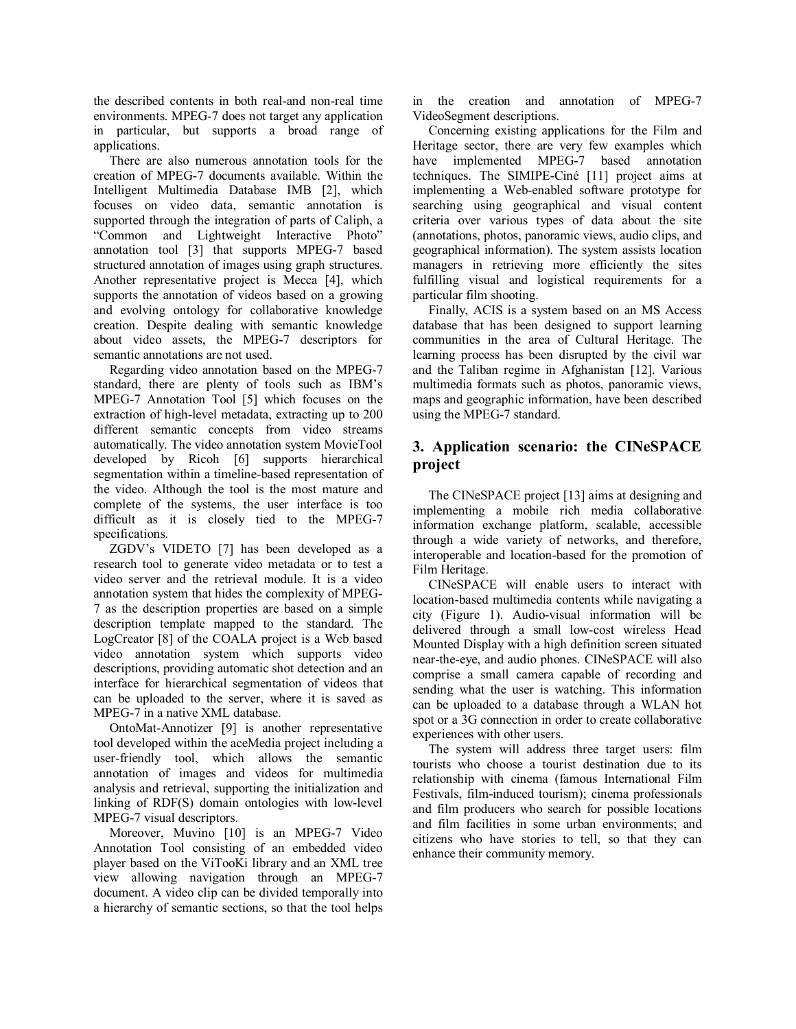the described contents in both real-and non-real time environments. MPEG-7 does not target any application in particular, but supports a broad range of applications.

There are also numerous annotation tools for the creation of MPEG-7 documents available. Within the Intelligent Multimedia Database IMB [2], which focuses on video data, semantic annotation is supported through the integration of parts of Caliph, a "Common and Lightweight Interactive Photo" annotation tool [3] that supports MPEG-7 based structured annotation of images using graph structures. Another representative project is Mecca [4], which supports the annotation of videos based on a growing and evolving ontology for collaborative knowledge creation. Despite dealing with semantic knowledge about video assets, the MPEG-7 descriptors for semantic annotations are not used.

Regarding video annotation based on the MPEG-7 standard, there are plenty of tools such as IBM's MPEG-7 Annotation Tool [5] which focuses on the extraction of high-level metadata, extracting up to 200 different semantic concepts from video streams automatically. The video annotation system MovieTool developed by Ricoh [6] supports hierarchical segmentation within a timeline-based representation of the video. Although the tool is the most mature and complete of the systems, the user interface is too difficult as it is closely tied to the MPEG-7 specifications.

ZGDV's VIDETO [7] has been developed as a research tool to generate video metadata or to test a video server and the retrieval module. It is a video annotation system that hides the complexity of MPEG-7 as the description properties are based on a simple description template mapped to the standard. The LogCreator [8] of the COALA project is a Web based video annotation system which supports video descriptions, providing automatic shot detection and an interface for hierarchical segmentation of videos that can be uploaded to the server, where it is saved as MPEG-7 in a native XML database.

OntoMat-Annotizer [9] is another representative tool developed within the aceMedia project including a user-friendly tool, which allows the semantic annotation of images and videos for multimedia analysis and retrieval, supporting the initialization and linking of RDF(S) domain ontologies with low-level MPEG-7 visual descriptors.

Moreover, Muvino [10] is an MPEG-7 Video Annotation Tool consisting of an embedded video player based on the ViTooKi library and an XML tree view allowing navigation through an MPEG-7 document. A video clip can be divided temporally into a hierarchy of semantic sections, so that the tool helps in the creation and annotation of MPEG-7 VideoSegment descriptions.

Concerning existing applications for the Film and Heritage sector, there are very few examples which have implemented MPEG-7 based annotation techniques. The SIMIPE-Ciné [11] project aims at implementing a Web-enabled software prototype for searching using geographical and visual content criteria over various types of data about the site (annotations, photos, panoramic views, audio clips, and geographical information). The system assists location managers in retrieving more efficiently the sites fulfilling visual and logistical requirements for a particular film shooting.

Finally, ACIS is a system based on an MS Access database that has been designed to support learning communities in the area of Cultural Heritage. The learning process has been disrupted by the civil war and the Taliban regime in Afghanistan [12]. Various multimedia formats such as photos, panoramic views, maps and geographic information, have been described using the MPEG-7 standard.

## 3. Application scenario: the CINeSPACE project

The CINeSPACE project [13] aims at designing and implementing a mobile rich media collaborative information exchange platform, scalable, accessible through a wide variety of networks, and therefore, interoperable and location-based for the promotion of Film Heritage.

CINeSPACE will enable users to interact with location-based multimedia contents while navigating a city (Figure 1). Audio-visual information will be delivered through a small low-cost wireless Head Mounted Display with a high definition screen situated near-the-eye, and audio phones. CINeSPACE will also comprise a small camera capable of recording and sending what the user is watching. This information can be uploaded to a database through a WLAN hot spot or a 3G connection in order to create collaborative experiences with other users.

The system will address three target users: film tourists who choose a tourist destination due to its relationship with cinema (famous International Film Festivals, film-induced tourism); cinema professionals and film producers who search for possible locations and film facilities in some urban environments; and citizens who have stories to tell, so that they can enhance their community memory.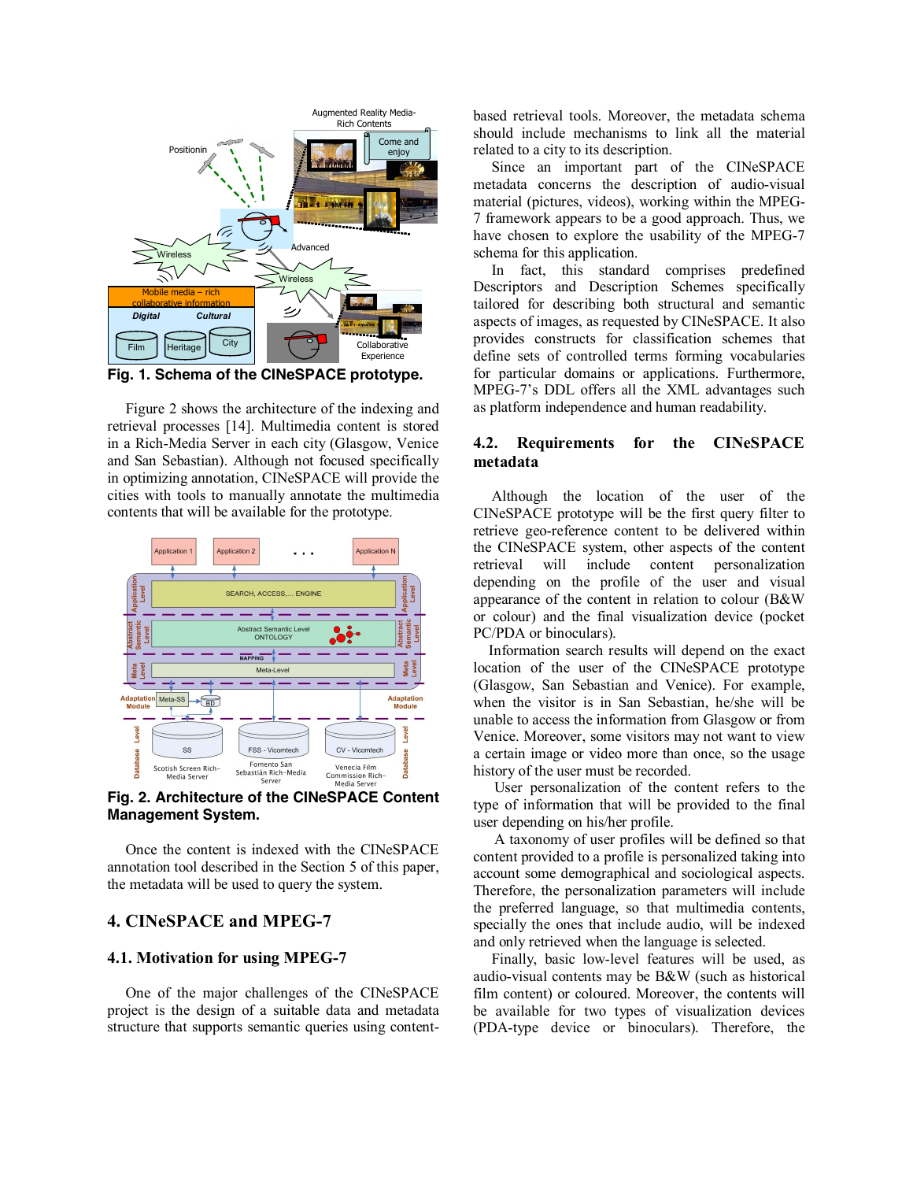Augmented Reality Media-Rich Contents

Come and enjoy

Positionin

Advanced

Wireless

Wireless

Mobile media – rich collaborative information

Digital

Cultural

Film

Heritage

City

Collaborative Experience

**Fig. 1. Schema of the CINeSPACE prototype.**

Figure 2 shows the architecture of the indexing and retrieval processes [14]. Multimedia content is stored in a Rich-Media Server in each city (Glasgow, Venice and San Sebastian). Although not focused specifically in optimizing annotation, CINeSPACE will provide the cities with tools to manually annotate the multimedia contents that will be available for the prototype.

Application 1

Application 2

. . .

Application N

Application Level

SEARCH, ACCESS,... ENGINE

Abstract Semantic Level

Abstract Semantic Level ONTOLOGY

MAPPING

Meta Level

Meta-Level

Adaptation Module

Meta-SS

BD

Database Level

SS

Scottish Screen Rich-Media Server

FSS - Vicomtech

Fomento San Sebastián Rich-Media Server

CV - Vicomtech

Venecia Film Commission Rich-Media Server

**Fig. 2. Architecture of the CINeSPACE Content Management System.**

Once the content is indexed with the CINeSPACE annotation tool described in the Section 5 of this paper, the metadata will be used to query the system.

## 4. CINeSPACE and MPEG-7

### 4.1. Motivation for using MPEG-7

One of the major challenges of the CINeSPACE project is the design of a suitable data and metadata structure that supports semantic queries using content-based retrieval tools. Moreover, the metadata schema should include mechanisms to link all the material related to a city to its description.

Since an important part of the CINeSPACE metadata concerns the description of audio-visual material (pictures, videos), working within the MPEG-7 framework appears to be a good approach. Thus, we have chosen to explore the usability of the MPEG-7 schema for this application.

In fact, this standard comprises predefined Descriptors and Description Schemes specifically tailored for describing both structural and semantic aspects of images, as requested by CINeSPACE. It also provides constructs for classification schemes that define sets of controlled terms forming vocabularies for particular domains or applications. Furthermore, MPEG-7's DDL offers all the XML advantages such as platform independence and human readability.

### 4.2. Requirements for the CINeSPACE metadata

Although the location of the user of the CINeSPACE prototype will be the first query filter to retrieve geo-reference content to be delivered within the CINeSPACE system, other aspects of the content retrieval will include content personalization depending on the profile of the user and visual appearance of the content in relation to colour (B&W or colour) and the final visualization device (pocket PC/PDA or binoculars).

Information search results will depend on the exact location of the user of the CINeSPACE prototype (Glasgow, San Sebastian and Venice). For example, when the visitor is in San Sebastian, he/she will be unable to access the information from Glasgow or from Venice. Moreover, some visitors may not want to view a certain image or video more than once, so the usage history of the user must be recorded.

User personalization of the content refers to the type of information that will be provided to the final user depending on his/her profile.

A taxonomy of user profiles will be defined so that content provided to a profile is personalized taking into account some demographical and sociological aspects. Therefore, the personalization parameters will include the preferred language, so that multimedia contents, specially the ones that include audio, will be indexed and only retrieved when the language is selected.

Finally, basic low-level features will be used, as audio-visual contents may be B&W (such as historical film content) or coloured. Moreover, the contents will be available for two types of visualization devices (PDA-type device or binoculars). Therefore, the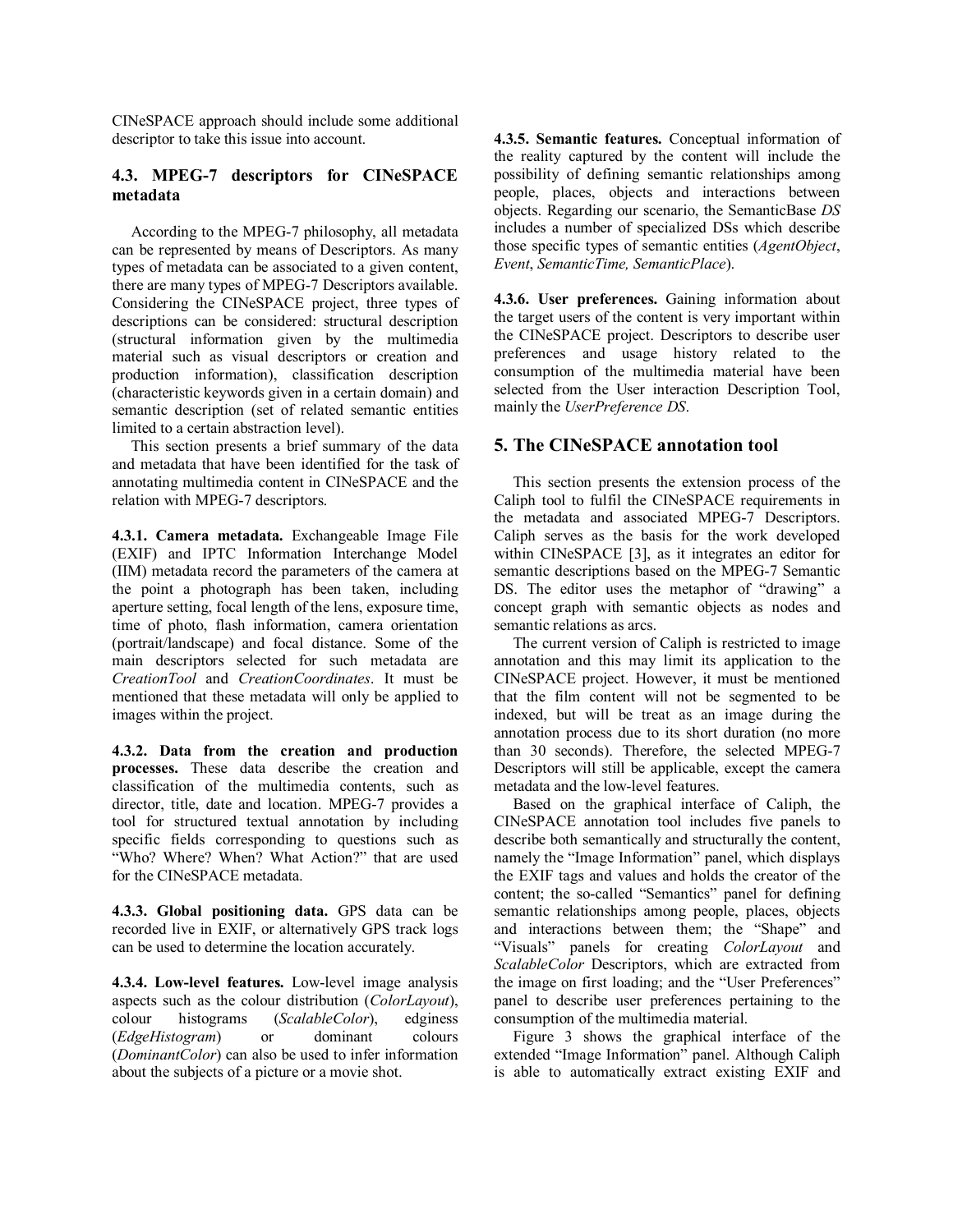CINeSPACE approach should include some additional descriptor to take this issue into account.

### 4.3. MPEG-7 descriptors for CINeSPACE metadata

According to the MPEG-7 philosophy, all metadata can be represented by means of Descriptors. As many types of metadata can be associated to a given content, there are many types of MPEG-7 Descriptors available. Considering the CINeSPACE project, three types of descriptions can be considered: structural description (structural information given by the multimedia material such as visual descriptors or creation and production information), classification description (characteristic keywords given in a certain domain) and semantic description (set of related semantic entities limited to a certain abstraction level).

This section presents a brief summary of the data and metadata that have been identified for the task of annotating multimedia content in CINeSPACE and the relation with MPEG-7 descriptors.

**4.3.1. Camera metadata.** Exchangeable Image File (EXIF) and IPTC Information Interchange Model (IIM) metadata record the parameters of the camera at the point a photograph has been taken, including aperture setting, focal length of the lens, exposure time, time of photo, flash information, camera orientation (portrait/landscape) and focal distance. Some of the main descriptors selected for such metadata are *CreationTool* and *CreationCoordinates*. It must be mentioned that these metadata will only be applied to images within the project.

**4.3.2. Data from the creation and production processes.** These data describe the creation and classification of the multimedia contents, such as director, title, date and location. MPEG-7 provides a tool for structured textual annotation by including specific fields corresponding to questions such as "Who? Where? When? What Action?" that are used for the CINeSPACE metadata.

**4.3.3. Global positioning data.** GPS data can be recorded live in EXIF, or alternatively GPS track logs can be used to determine the location accurately.

**4.3.4. Low-level features.** Low-level image analysis aspects such as the colour distribution (*ColorLayout*), colour histograms (*ScalableColor*), edginess (*EdgeHistogram*) or dominant colours (*DominantColor*) can also be used to infer information about the subjects of a picture or a movie shot.

**4.3.5. Semantic features.** Conceptual information of the reality captured by the content will include the possibility of defining semantic relationships among people, places, objects and interactions between objects. Regarding our scenario, the SemanticBase *DS* includes a number of specialized DSs which describe those specific types of semantic entities (*AgentObject*, *Event*, *SemanticTime, SemanticPlace*).

**4.3.6. User preferences.** Gaining information about the target users of the content is very important within the CINeSPACE project. Descriptors to describe user preferences and usage history related to the consumption of the multimedia material have been selected from the User interaction Description Tool, mainly the *UserPreference DS*.

## 5. The CINeSPACE annotation tool

This section presents the extension process of the Caliph tool to fulfil the CINeSPACE requirements in the metadata and associated MPEG-7 Descriptors. Caliph serves as the basis for the work developed within CINeSPACE [3], as it integrates an editor for semantic descriptions based on the MPEG-7 Semantic DS. The editor uses the metaphor of "drawing" a concept graph with semantic objects as nodes and semantic relations as arcs.

The current version of Caliph is restricted to image annotation and this may limit its application to the CINeSPACE project. However, it must be mentioned that the film content will not be segmented to be indexed, but will be treat as an image during the annotation process due to its short duration (no more than 30 seconds). Therefore, the selected MPEG-7 Descriptors will still be applicable, except the camera metadata and the low-level features.

Based on the graphical interface of Caliph, the CINeSPACE annotation tool includes five panels to describe both semantically and structurally the content, namely the "Image Information" panel, which displays the EXIF tags and values and holds the creator of the content; the so-called "Semantics" panel for defining semantic relationships among people, places, objects and interactions between them; the "Shape" and "Visuals" panels for creating *ColorLayout* and *ScalableColor* Descriptors, which are extracted from the image on first loading; and the "User Preferences" panel to describe user preferences pertaining to the consumption of the multimedia material.

Figure 3 shows the graphical interface of the extended "Image Information" panel. Although Caliph is able to automatically extract existing EXIF and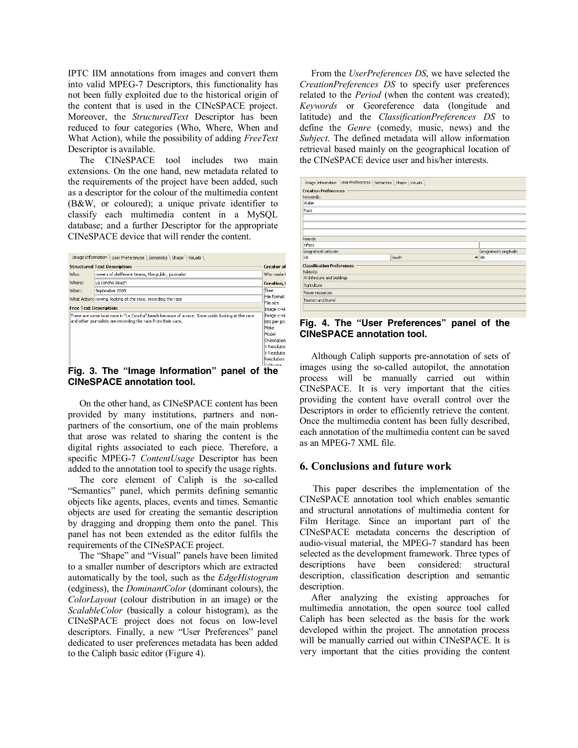IPTC IIM annotations from images and convert them into valid MPEG-7 Descriptors, this functionality has not been fully exploited due to the historical origin of the content that is used in the CINeSPACE project. Moreover, the *StructuredText* Descriptor has been reduced to four categories (Who, Where, When and What Action), while the possibility of adding *FreeText* Descriptor is available.

The CINeSPACE tool includes two main extensions. On the one hand, new metadata related to the requirements of the project have been added, such as a descriptor for the colour of the multimedia content (B&W, or coloured); a unique private identifier to classify each multimedia content in a MySQL database; and a further Descriptor for the appropriate CINeSPACE device that will render the content.

**Fig. 3. The "Image Information" panel of the CINeSPACE annotation tool.**

On the other hand, as CINeSPACE content has been provided by many institutions, partners and non-partners of the consortium, one of the main problems that arose was related to sharing the content is the digital rights associated to each piece. Therefore, a specific MPEG-7 *ContentUsage* Descriptor has been added to the annotation tool to specify the usage rights.

The core element of Caliph is the so-called "Semantics" panel, which permits defining semantic objects like agents, places, events and times. Semantic objects are used for creating the semantic description by dragging and dropping them onto the panel. This panel has not been extended as the editor fulfils the requirements of the CINeSPACE project.

The "Shape" and "Visual" panels have been limited to a smaller number of descriptors which are extracted automatically by the tool, such as the *EdgeHistogram* (edginess), the *DominantColor* (dominant colours), the *ColorLayout* (colour distribution in an image) or the *ScalableColor* (basically a colour histogram), as the CINeSPACE project does not focus on low-level descriptors. Finally, a new "User Preferences" panel dedicated to user preferences metadata has been added to the Caliph basic editor (Figure 4).

From the *UserPreferences DS*, we have selected the *CreationPreferences DS* to specify user preferences related to the *Period* (when the content was created); *Keywords* or Georeference data (longitude and latitude) and the *ClassificationPreferences DS* to define the *Genre* (comedy, music, news) and the *Subject*. The defined metadata will allow information retrieval based mainly on the geographical location of the CINeSPACE device user and his/her interests.

**Fig. 4. The "User Preferences" panel of the CINeSPACE annotation tool.**

Although Caliph supports pre-annotation of sets of images using the so-called autopilot, the annotation process will be manually carried out within CINeSPACE. It is very important that the cities providing the content have overall control over the Descriptors in order to efficiently retrieve the content. Once the multimedia content has been fully described, each annotation of the multimedia content can be saved as an MPEG-7 XML file.

## 6. Conclusions and future work

This paper describes the implementation of the CINeSPACE annotation tool which enables semantic and structural annotations of multimedia content for Film Heritage. Since an important part of the CINeSPACE metadata concerns the description of audio-visual material, the MPEG-7 standard has been selected as the development framework. Three types of descriptions have been considered: structural description, classification description and semantic description.

After analyzing the existing approaches for multimedia annotation, the open source tool called Caliph has been selected as the basis for the work developed within the project. The annotation process will be manually carried out within CINeSPACE. It is very important that the cities providing the content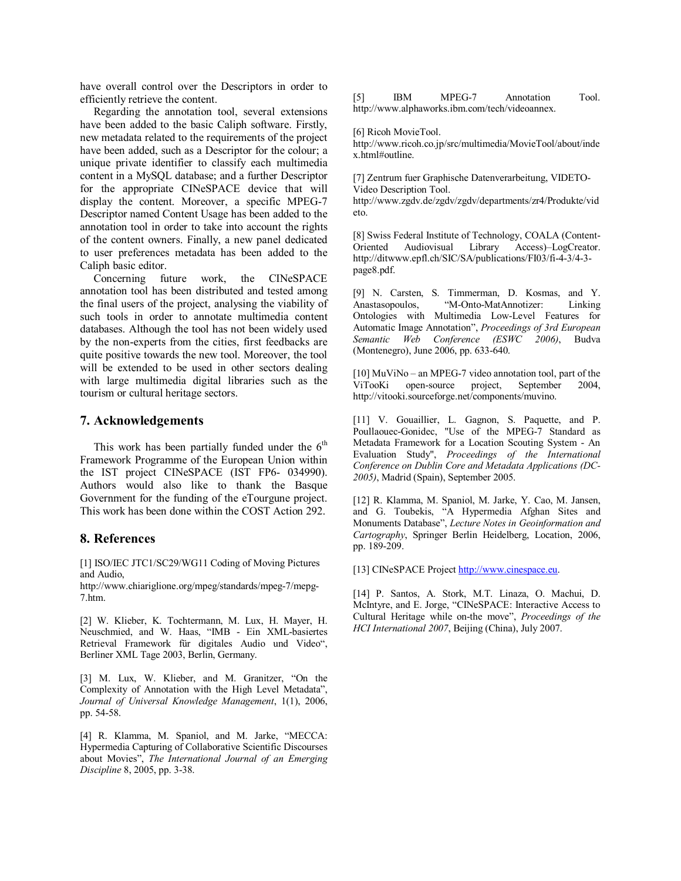have overall control over the Descriptors in order to efficiently retrieve the content.

Regarding the annotation tool, several extensions have been added to the basic Caliph software. Firstly, new metadata related to the requirements of the project have been added, such as a Descriptor for the colour; a unique private identifier to classify each multimedia content in a MySQL database; and a further Descriptor for the appropriate CINeSPACE device that will display the content. Moreover, a specific MPEG-7 Descriptor named Content Usage has been added to the annotation tool in order to take into account the rights of the content owners. Finally, a new panel dedicated to user preferences metadata has been added to the Caliph basic editor.

Concerning future work, the CINeSPACE annotation tool has been distributed and tested among the final users of the project, analysing the viability of such tools in order to annotate multimedia content databases. Although the tool has not been widely used by the non-experts from the cities, first feedbacks are quite positive towards the new tool. Moreover, the tool will be extended to be used in other sectors dealing with large multimedia digital libraries such as the tourism or cultural heritage sectors.

## 7. Acknowledgements

This work has been partially funded under the 6th Framework Programme of the European Union within the IST project CINeSPACE (IST FP6- 034990). Authors would also like to thank the Basque Government for the funding of the eTourgune project. This work has been done within the COST Action 292.

## 8. References

[1] ISO/IEC JTC1/SC29/WG11 Coding of Moving Pictures and Audio, http://www.chiariglione.org/mpeg/standards/mpeg-7/mepg-7.htm.

[2] W. Klieber, K. Tochtermann, M. Lux, H. Mayer, H. Neuschmied, and W. Haas, "IMB - Ein XML-basiertes Retrieval Framework für digitales Audio und Video", Berliner XML Tage 2003, Berlin, Germany.

[3] M. Lux, W. Klieber, and M. Granitzer, "On the Complexity of Annotation with the High Level Metadata", *Journal of Universal Knowledge Management*, 1(1), 2006, pp. 54-58.

[4] R. Klamma, M. Spaniol, and M. Jarke, "MECCA: Hypermedia Capturing of Collaborative Scientific Discourses about Movies", *The International Journal of an Emerging Discipline* 8, 2005, pp. 3-38.

[5] IBM MPEG-7 Annotation Tool. http://www.alphaworks.ibm.com/tech/videoannex.

[6] Ricoh MovieTool. http://www.ricoh.co.jp/src/multimedia/MovieTool/about/index.html#outline.

[7] Zentrum fuer Graphische Datenverarbeitung, VIDETO-Video Description Tool. http://www.zgdv.de/zgdv/zgdv/departments/zr4/Produkte/videto.

[8] Swiss Federal Institute of Technology, COALA (Content-Oriented Audiovisual Library Access)–LogCreator. http://ditwww.epfl.ch/SIC/SA/publications/FI03/fi-4-3/4-3-page8.pdf.

[9] N. Carsten, S. Timmerman, D. Kosmas, and Y. Anastasopoulos, "M-Onto-MatAnnotizer: Linking Ontologies with Multimedia Low-Level Features for Automatic Image Annotation", *Proceedings of 3rd European Semantic Web Conference (ESWC 2006)*, Budva (Montenegro), June 2006, pp. 633-640.

[10] MuViNo – an MPEG-7 video annotation tool, part of the ViTooKi open-source project, September 2004, http://vitooki.sourceforge.net/components/muvino.

[11] V. Gouaillier, L. Gagnon, S. Paquette, and P. Poullaouec-Gonidec, "Use of the MPEG-7 Standard as Metadata Framework for a Location Scouting System - An Evaluation Study", *Proceedings of the International Conference on Dublin Core and Metadata Applications (DC-2005)*, Madrid (Spain), September 2005.

[12] R. Klamma, M. Spaniol, M. Jarke, Y. Cao, M. Jansen, and G. Toubekis, "A Hypermedia Afghan Sites and Monuments Database", *Lecture Notes in Geoinformation and Cartography*, Springer Berlin Heidelberg, Location, 2006, pp. 189-209.

[13] CINeSPACE Project http://www.cinespace.eu.

[14] P. Santos, A. Stork, M.T. Linaza, O. Machui, D. McIntyre, and E. Jorge, "CINeSPACE: Interactive Access to Cultural Heritage while on-the move", *Proceedings of the HCI International 2007*, Beijing (China), July 2007.